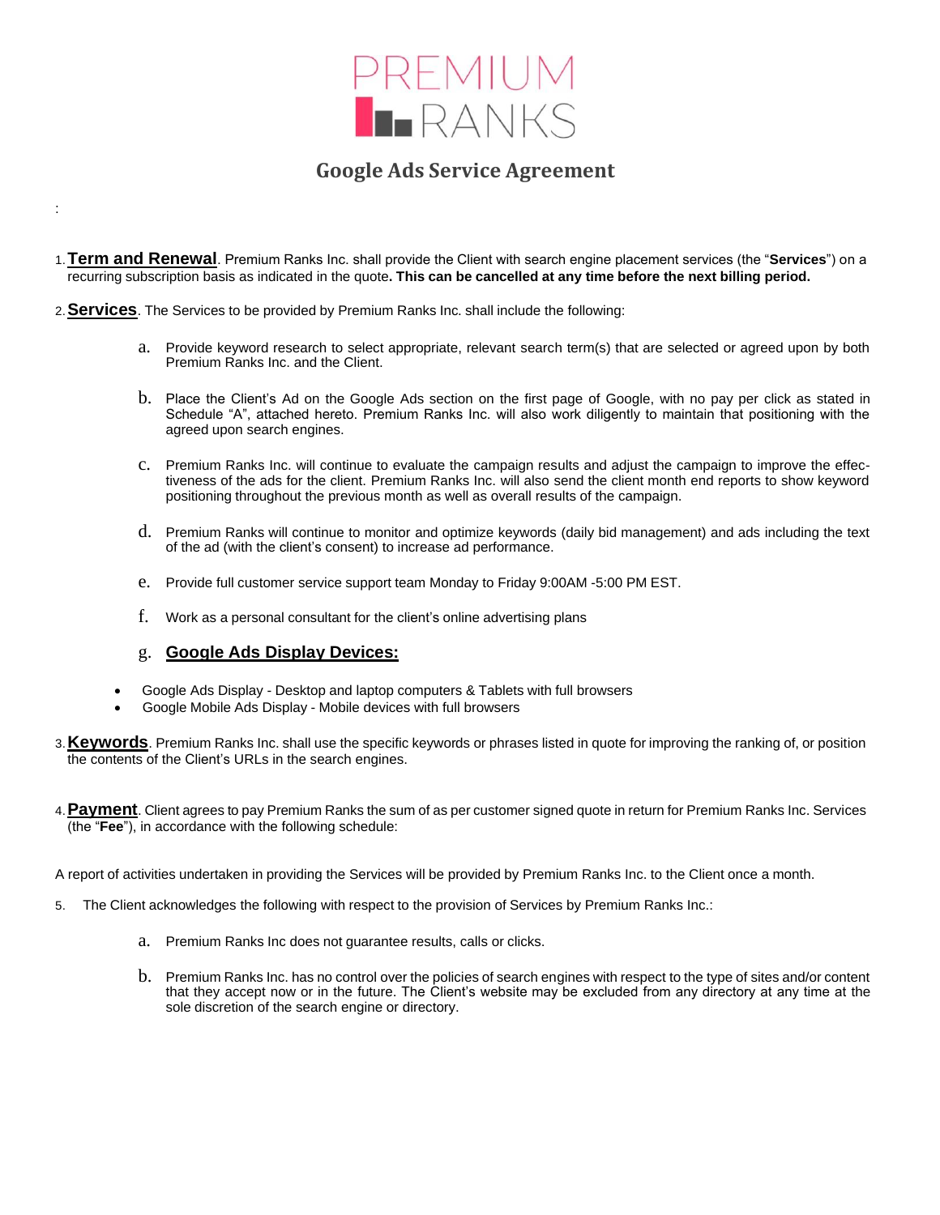PREMIUM RANKS

# Google Ads Service Agreement

:

1. **Term and Renewal**. Premium Ranks Inc. shall provide the Client with search engine placement services (the "**Services**") on a recurring subscription basis as indicated in the quote**. This can be cancelled at any time before the next billing period.**

2. **Services**. The Services to be provided by Premium Ranks Inc. shall include the following:

    a. Provide keyword research to select appropriate, relevant search term(s) that are selected or agreed upon by both Premium Ranks Inc. and the Client.

    b. Place the Client's Ad on the Google Ads section on the first page of Google, with no pay per click as stated in Schedule "A", attached hereto. Premium Ranks Inc. will also work diligently to maintain that positioning with the agreed upon search engines.

    c. Premium Ranks Inc. will continue to evaluate the campaign results and adjust the campaign to improve the effectiveness of the ads for the client. Premium Ranks Inc. will also send the client month end reports to show keyword positioning throughout the previous month as well as overall results of the campaign.

    d. Premium Ranks will continue to monitor and optimize keywords (daily bid management) and ads including the text of the ad (with the client's consent) to increase ad performance.

    e. Provide full customer service support team Monday to Friday 9:00AM -5:00 PM EST.

    f. Work as a personal consultant for the client's online advertising plans

    g. **Google Ads Display Devices:**

- Google Ads Display - Desktop and laptop computers & Tablets with full browsers
- Google Mobile Ads Display - Mobile devices with full browsers

3. **Keywords**. Premium Ranks Inc. shall use the specific keywords or phrases listed in quote for improving the ranking of, or position the contents of the Client's URLs in the search engines.

4. **Payment**. Client agrees to pay Premium Ranks the sum of as per customer signed quote in return for Premium Ranks Inc. Services (the "**Fee**"), in accordance with the following schedule:

A report of activities undertaken in providing the Services will be provided by Premium Ranks Inc. to the Client once a month.

5. The Client acknowledges the following with respect to the provision of Services by Premium Ranks Inc.:

    a. Premium Ranks Inc does not guarantee results, calls or clicks.

    b. Premium Ranks Inc. has no control over the policies of search engines with respect to the type of sites and/or content that they accept now or in the future. The Client's website may be excluded from any directory at any time at the sole discretion of the search engine or directory.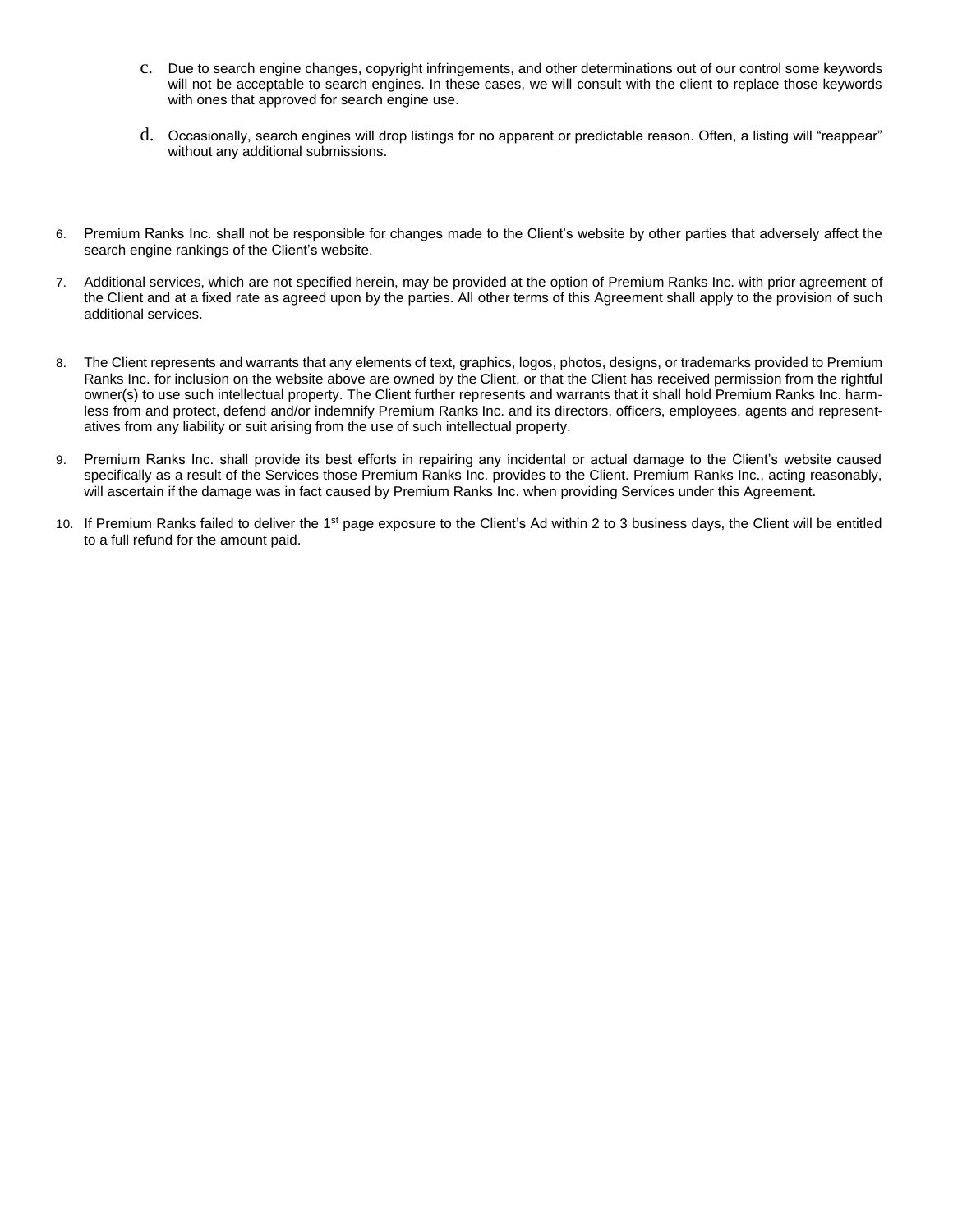c. Due to search engine changes, copyright infringements, and other determinations out of our control some keywords will not be acceptable to search engines. In these cases, we will consult with the client to replace those keywords with ones that approved for search engine use.

d. Occasionally, search engines will drop listings for no apparent or predictable reason. Often, a listing will “reappear” without any additional submissions.

6. Premium Ranks Inc. shall not be responsible for changes made to the Client’s website by other parties that adversely affect the search engine rankings of the Client’s website.

7. Additional services, which are not specified herein, may be provided at the option of Premium Ranks Inc. with prior agreement of the Client and at a fixed rate as agreed upon by the parties. All other terms of this Agreement shall apply to the provision of such additional services.

8. The Client represents and warrants that any elements of text, graphics, logos, photos, designs, or trademarks provided to Premium Ranks Inc. for inclusion on the website above are owned by the Client, or that the Client has received permission from the rightful owner(s) to use such intellectual property. The Client further represents and warrants that it shall hold Premium Ranks Inc. harmless from and protect, defend and/or indemnify Premium Ranks Inc. and its directors, officers, employees, agents and representatives from any liability or suit arising from the use of such intellectual property.

9. Premium Ranks Inc. shall provide its best efforts in repairing any incidental or actual damage to the Client’s website caused specifically as a result of the Services those Premium Ranks Inc. provides to the Client. Premium Ranks Inc., acting reasonably, will ascertain if the damage was in fact caused by Premium Ranks Inc. when providing Services under this Agreement.

10. If Premium Ranks failed to deliver the 1st page exposure to the Client’s Ad within 2 to 3 business days, the Client will be entitled to a full refund for the amount paid.